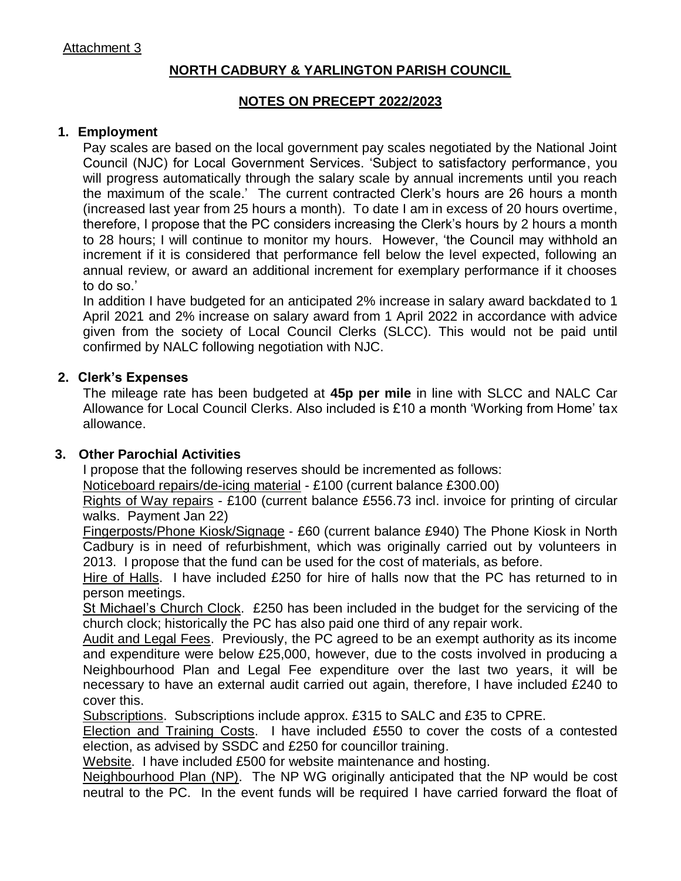Attachment 3

# NORTH CADBURY & YARLINGTON PARISH COUNCIL

## NOTES ON PRECEPT 2022/2023

### 1. Employment

Pay scales are based on the local government pay scales negotiated by the National Joint Council (NJC) for Local Government Services. 'Subject to satisfactory performance, you will progress automatically through the salary scale by annual increments until you reach the maximum of the scale.' The current contracted Clerk's hours are 26 hours a month (increased last year from 25 hours a month). To date I am in excess of 20 hours overtime, therefore, I propose that the PC considers increasing the Clerk's hours by 2 hours a month to 28 hours; I will continue to monitor my hours. However, 'the Council may withhold an increment if it is considered that performance fell below the level expected, following an annual review, or award an additional increment for exemplary performance if it chooses to do so.'

In addition I have budgeted for an anticipated 2% increase in salary award backdated to 1 April 2021 and 2% increase on salary award from 1 April 2022 in accordance with advice given from the society of Local Council Clerks (SLCC). This would not be paid until confirmed by NALC following negotiation with NJC.

### 2. Clerk's Expenses

The mileage rate has been budgeted at **45p per mile** in line with SLCC and NALC Car Allowance for Local Council Clerks. Also included is £10 a month 'Working from Home' tax allowance.

### 3. Other Parochial Activities

I propose that the following reserves should be incremented as follows:

Noticeboard repairs/de-icing material - £100 (current balance £300.00)

Rights of Way repairs - £100 (current balance £556.73 incl. invoice for printing of circular walks. Payment Jan 22)

Fingerposts/Phone Kiosk/Signage - £60 (current balance £940) The Phone Kiosk in North Cadbury is in need of refurbishment, which was originally carried out by volunteers in 2013. I propose that the fund can be used for the cost of materials, as before.

Hire of Halls. I have included £250 for hire of halls now that the PC has returned to in person meetings.

St Michael's Church Clock. £250 has been included in the budget for the servicing of the church clock; historically the PC has also paid one third of any repair work.

Audit and Legal Fees. Previously, the PC agreed to be an exempt authority as its income and expenditure were below £25,000, however, due to the costs involved in producing a Neighbourhood Plan and Legal Fee expenditure over the last two years, it will be necessary to have an external audit carried out again, therefore, I have included £240 to cover this.

Subscriptions. Subscriptions include approx. £315 to SALC and £35 to CPRE.

Election and Training Costs. I have included £550 to cover the costs of a contested election, as advised by SSDC and £250 for councillor training.

Website. I have included £500 for website maintenance and hosting.

Neighbourhood Plan (NP). The NP WG originally anticipated that the NP would be cost neutral to the PC. In the event funds will be required I have carried forward the float of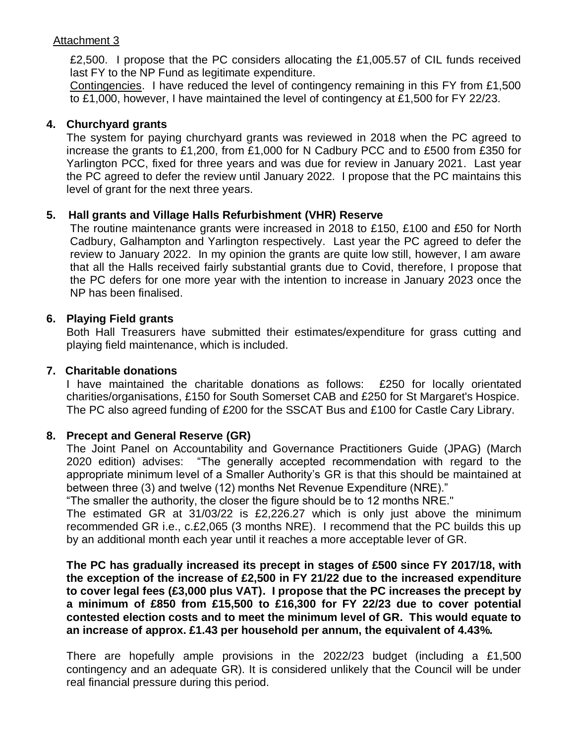Attachment 3

£2,500. I propose that the PC considers allocating the £1,005.57 of CIL funds received last FY to the NP Fund as legitimate expenditure.

Contingencies. I have reduced the level of contingency remaining in this FY from £1,500 to £1,000, however, I have maintained the level of contingency at £1,500 for FY 22/23.

**4. Churchyard grants**

The system for paying churchyard grants was reviewed in 2018 when the PC agreed to increase the grants to £1,200, from £1,000 for N Cadbury PCC and to £500 from £350 for Yarlington PCC, fixed for three years and was due for review in January 2021. Last year the PC agreed to defer the review until January 2022. I propose that the PC maintains this level of grant for the next three years.

**5. Hall grants and Village Halls Refurbishment (VHR) Reserve**

The routine maintenance grants were increased in 2018 to £150, £100 and £50 for North Cadbury, Galhampton and Yarlington respectively. Last year the PC agreed to defer the review to January 2022. In my opinion the grants are quite low still, however, I am aware that all the Halls received fairly substantial grants due to Covid, therefore, I propose that the PC defers for one more year with the intention to increase in January 2023 once the NP has been finalised.

**6. Playing Field grants**

Both Hall Treasurers have submitted their estimates/expenditure for grass cutting and playing field maintenance, which is included.

**7. Charitable donations**

I have maintained the charitable donations as follows: £250 for locally orientated charities/organisations, £150 for South Somerset CAB and £250 for St Margaret's Hospice. The PC also agreed funding of £200 for the SSCAT Bus and £100 for Castle Cary Library.

**8. Precept and General Reserve (GR)**

The Joint Panel on Accountability and Governance Practitioners Guide (JPAG) (March 2020 edition) advises: "The generally accepted recommendation with regard to the appropriate minimum level of a Smaller Authority's GR is that this should be maintained at between three (3) and twelve (12) months Net Revenue Expenditure (NRE)."

"The smaller the authority, the closer the figure should be to 12 months NRE."

The estimated GR at 31/03/22 is £2,226.27 which is only just above the minimum recommended GR i.e., c.£2,065 (3 months NRE). I recommend that the PC builds this up by an additional month each year until it reaches a more acceptable lever of GR.

**The PC has gradually increased its precept in stages of £500 since FY 2017/18, with the exception of the increase of £2,500 in FY 21/22 due to the increased expenditure to cover legal fees (£3,000 plus VAT). I propose that the PC increases the precept by a minimum of £850 from £15,500 to £16,300 for FY 22/23 due to cover potential contested election costs and to meet the minimum level of GR. This would equate to an increase of approx. £1.43 per household per annum, the equivalent of 4.43%.**

There are hopefully ample provisions in the 2022/23 budget (including a £1,500 contingency and an adequate GR). It is considered unlikely that the Council will be under real financial pressure during this period.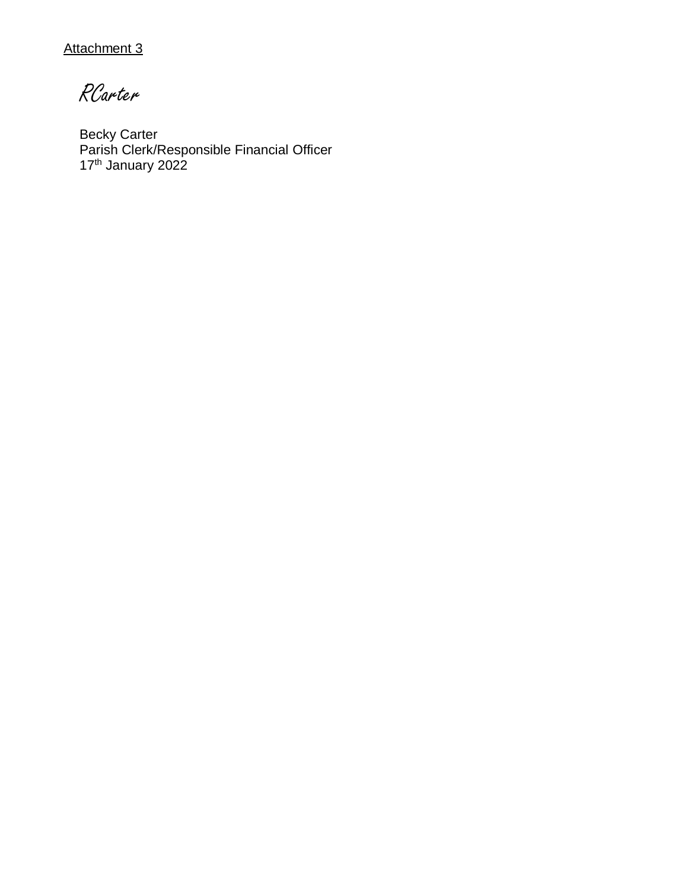Attachment 3

RCarter

Becky Carter
Parish Clerk/Responsible Financial Officer
17th January 2022